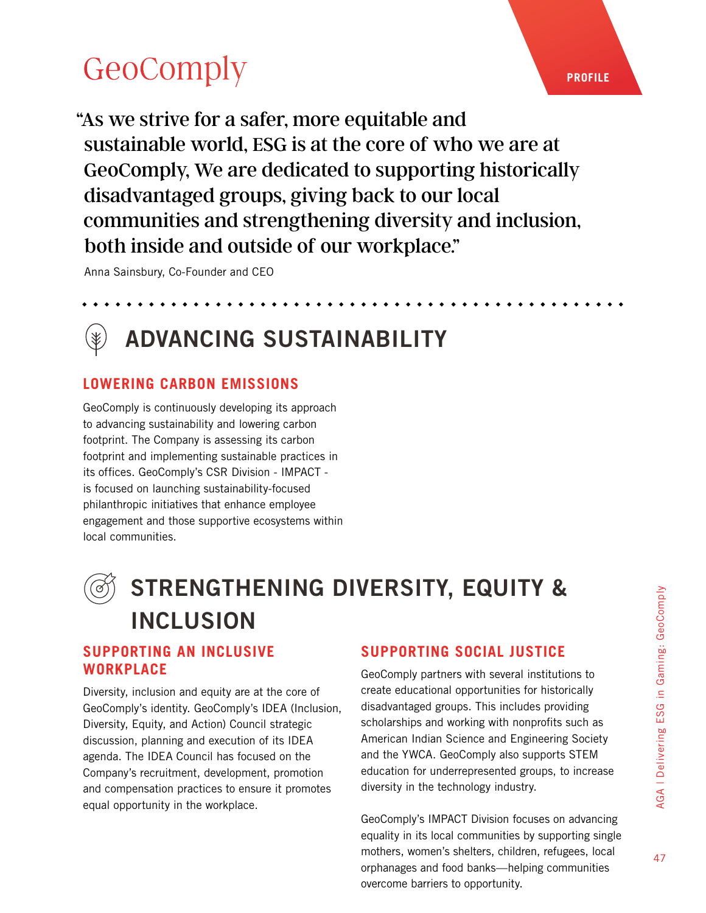# GeoComply

PROFILE

> "As we strive for a safer, more equitable and sustainable world, ESG is at the core of who we are at GeoComply, We are dedicated to supporting historically disadvantaged groups, giving back to our local communities and strengthening diversity and inclusion, both inside and outside of our workplace."

Anna Sainsbury, Co-Founder and CEO

## ADVANCING SUSTAINABILITY

### LOWERING CARBON EMISSIONS

GeoComply is continuously developing its approach to advancing sustainability and lowering carbon footprint. The Company is assessing its carbon footprint and implementing sustainable practices in its offices. GeoComply's CSR Division - IMPACT - is focused on launching sustainability-focused philanthropic initiatives that enhance employee engagement and those supportive ecosystems within local communities.

## STRENGTHENING DIVERSITY, EQUITY & INCLUSION

### SUPPORTING AN INCLUSIVE WORKPLACE

Diversity, inclusion and equity are at the core of GeoComply's identity. GeoComply's IDEA (Inclusion, Diversity, Equity, and Action) Council strategic discussion, planning and execution of its IDEA agenda. The IDEA Council has focused on the Company's recruitment, development, promotion and compensation practices to ensure it promotes equal opportunity in the workplace.

### SUPPORTING SOCIAL JUSTICE

GeoComply partners with several institutions to create educational opportunities for historically disadvantaged groups. This includes providing scholarships and working with nonprofits such as American Indian Science and Engineering Society and the YWCA. GeoComply also supports STEM education for underrepresented groups, to increase diversity in the technology industry.

GeoComply's IMPACT Division focuses on advancing equality in its local communities by supporting single mothers, women's shelters, children, refugees, local orphanages and food banks—helping communities overcome barriers to opportunity.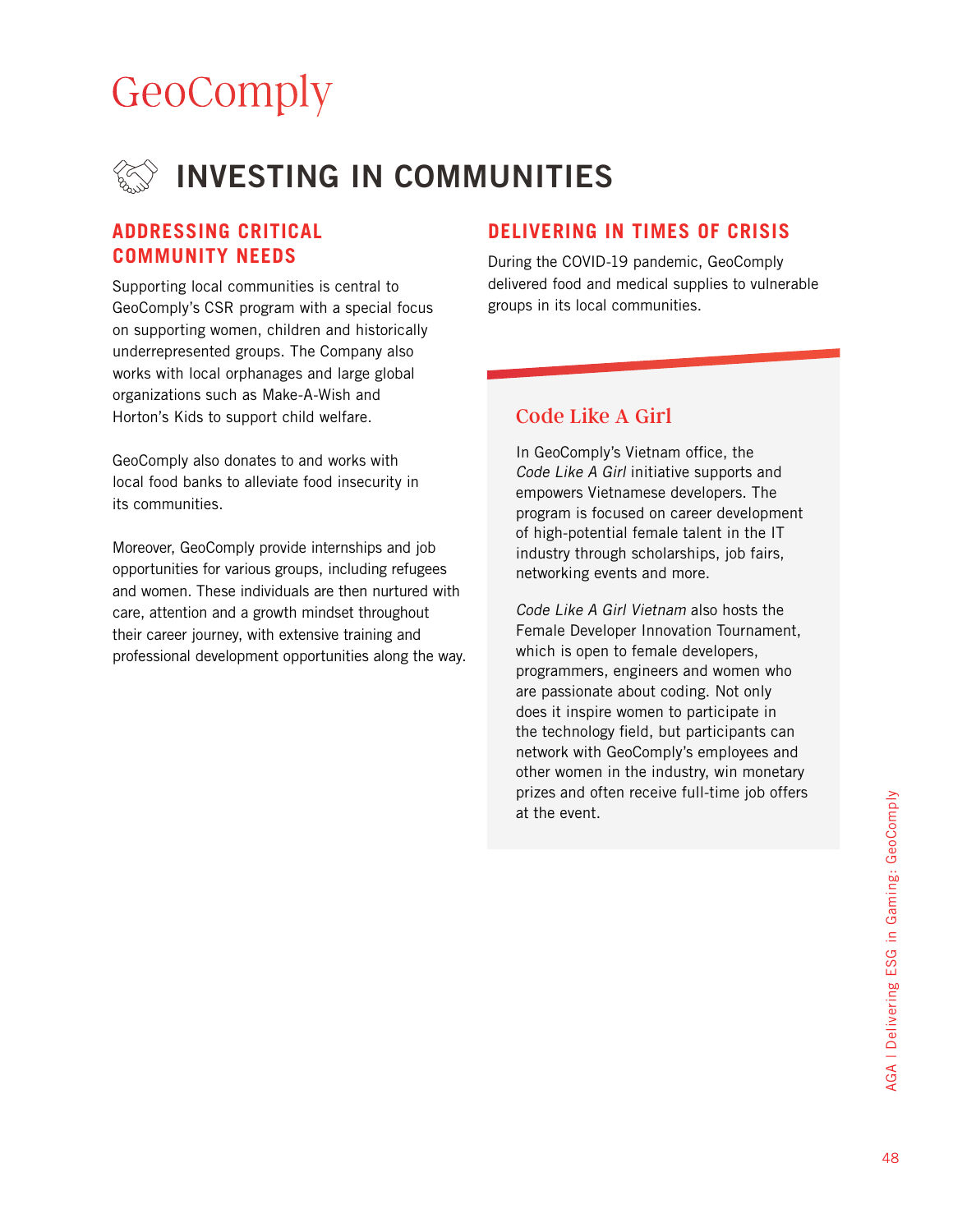# GeoComply

## INVESTING IN COMMUNITIES

### ADDRESSING CRITICAL COMMUNITY NEEDS

Supporting local communities is central to GeoComply's CSR program with a special focus on supporting women, children and historically underrepresented groups. The Company also works with local orphanages and large global organizations such as Make-A-Wish and Horton's Kids to support child welfare.

GeoComply also donates to and works with local food banks to alleviate food insecurity in its communities.

Moreover, GeoComply provide internships and job opportunities for various groups, including refugees and women. These individuals are then nurtured with care, attention and a growth mindset throughout their career journey, with extensive training and professional development opportunities along the way.

### DELIVERING IN TIMES OF CRISIS

During the COVID-19 pandemic, GeoComply delivered food and medical supplies to vulnerable groups in its local communities.

#### Code Like A Girl

In GeoComply's Vietnam office, the *Code Like A Girl* initiative supports and empowers Vietnamese developers. The program is focused on career development of high-potential female talent in the IT industry through scholarships, job fairs, networking events and more.

*Code Like A Girl Vietnam* also hosts the Female Developer Innovation Tournament, which is open to female developers, programmers, engineers and women who are passionate about coding. Not only does it inspire women to participate in the technology field, but participants can network with GeoComply's employees and other women in the industry, win monetary prizes and often receive full-time job offers at the event.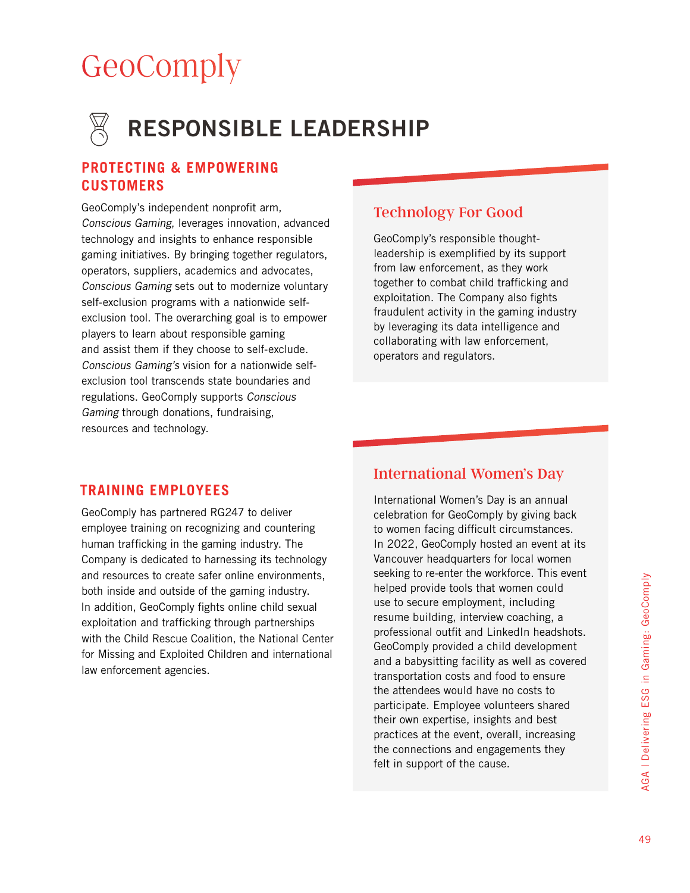# GeoComply

## RESPONSIBLE LEADERSHIP

### PROTECTING & EMPOWERING CUSTOMERS

GeoComply's independent nonprofit arm, *Conscious Gaming*, leverages innovation, advanced technology and insights to enhance responsible gaming initiatives. By bringing together regulators, operators, suppliers, academics and advocates, *Conscious Gaming* sets out to modernize voluntary self-exclusion programs with a nationwide self-exclusion tool. The overarching goal is to empower players to learn about responsible gaming and assist them if they choose to self-exclude. *Conscious Gaming's* vision for a nationwide self-exclusion tool transcends state boundaries and regulations. GeoComply supports *Conscious Gaming* through donations, fundraising, resources and technology.

### TRAINING EMPLOYEES

GeoComply has partnered RG247 to deliver employee training on recognizing and countering human trafficking in the gaming industry. The Company is dedicated to harnessing its technology and resources to create safer online environments, both inside and outside of the gaming industry. In addition, GeoComply fights online child sexual exploitation and trafficking through partnerships with the Child Rescue Coalition, the National Center for Missing and Exploited Children and international law enforcement agencies.

### Technology For Good

GeoComply's responsible thought-leadership is exemplified by its support from law enforcement, as they work together to combat child trafficking and exploitation. The Company also fights fraudulent activity in the gaming industry by leveraging its data intelligence and collaborating with law enforcement, operators and regulators.

### International Women's Day

International Women's Day is an annual celebration for GeoComply by giving back to women facing difficult circumstances. In 2022, GeoComply hosted an event at its Vancouver headquarters for local women seeking to re-enter the workforce. This event helped provide tools that women could use to secure employment, including resume building, interview coaching, a professional outfit and LinkedIn headshots. GeoComply provided a child development and a babysitting facility as well as covered transportation costs and food to ensure the attendees would have no costs to participate. Employee volunteers shared their own expertise, insights and best practices at the event, overall, increasing the connections and engagements they felt in support of the cause.